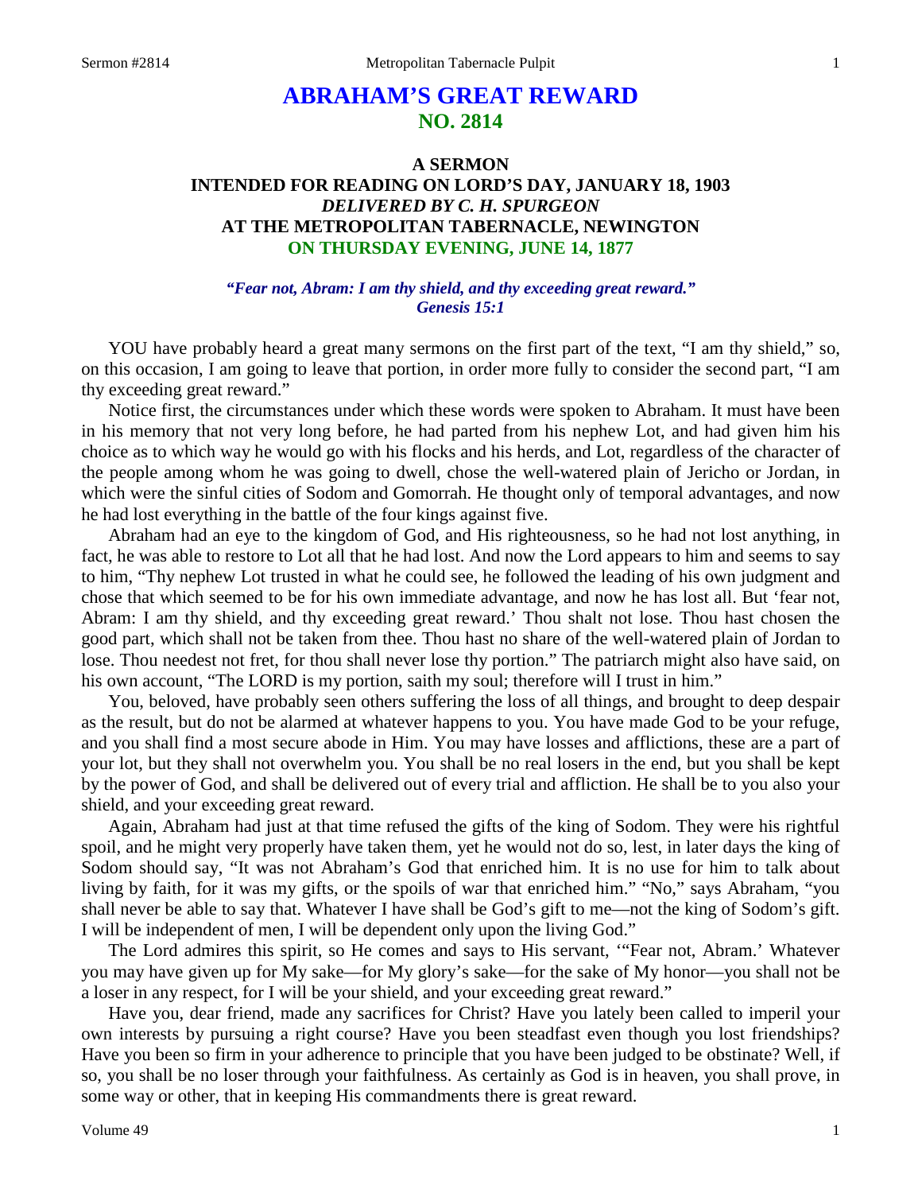# ABRAHAM'S GREAT REWARD
## NO. 2814

### A SERMON
### INTENDED FOR READING ON LORD'S DAY, JANUARY 18, 1903
### *DELIVERED BY C. H. SPURGEON*
### AT THE METROPOLITAN TABERNACLE, NEWINGTON
### ON THURSDAY EVENING, JUNE 14, 1877

*"Fear not, Abram: I am thy shield, and thy exceeding great reward." Genesis 15:1*

YOU have probably heard a great many sermons on the first part of the text, "I am thy shield," so, on this occasion, I am going to leave that portion, in order more fully to consider the second part, "I am thy exceeding great reward."

Notice first, the circumstances under which these words were spoken to Abraham. It must have been in his memory that not very long before, he had parted from his nephew Lot, and had given him his choice as to which way he would go with his flocks and his herds, and Lot, regardless of the character of the people among whom he was going to dwell, chose the well-watered plain of Jericho or Jordan, in which were the sinful cities of Sodom and Gomorrah. He thought only of temporal advantages, and now he had lost everything in the battle of the four kings against five.

Abraham had an eye to the kingdom of God, and His righteousness, so he had not lost anything, in fact, he was able to restore to Lot all that he had lost. And now the Lord appears to him and seems to say to him, "Thy nephew Lot trusted in what he could see, he followed the leading of his own judgment and chose that which seemed to be for his own immediate advantage, and now he has lost all. But 'fear not, Abram: I am thy shield, and thy exceeding great reward.' Thou shalt not lose. Thou hast chosen the good part, which shall not be taken from thee. Thou hast no share of the well-watered plain of Jordan to lose. Thou needest not fret, for thou shall never lose thy portion." The patriarch might also have said, on his own account, "The LORD is my portion, saith my soul; therefore will I trust in him."

You, beloved, have probably seen others suffering the loss of all things, and brought to deep despair as the result, but do not be alarmed at whatever happens to you. You have made God to be your refuge, and you shall find a most secure abode in Him. You may have losses and afflictions, these are a part of your lot, but they shall not overwhelm you. You shall be no real losers in the end, but you shall be kept by the power of God, and shall be delivered out of every trial and affliction. He shall be to you also your shield, and your exceeding great reward.

Again, Abraham had just at that time refused the gifts of the king of Sodom. They were his rightful spoil, and he might very properly have taken them, yet he would not do so, lest, in later days the king of Sodom should say, "It was not Abraham's God that enriched him. It is no use for him to talk about living by faith, for it was my gifts, or the spoils of war that enriched him." "No," says Abraham, "you shall never be able to say that. Whatever I have shall be God's gift to me—not the king of Sodom's gift. I will be independent of men, I will be dependent only upon the living God."

The Lord admires this spirit, so He comes and says to His servant, '"Fear not, Abram.' Whatever you may have given up for My sake—for My glory's sake—for the sake of My honor—you shall not be a loser in any respect, for I will be your shield, and your exceeding great reward."

Have you, dear friend, made any sacrifices for Christ? Have you lately been called to imperil your own interests by pursuing a right course? Have you been steadfast even though you lost friendships? Have you been so firm in your adherence to principle that you have been judged to be obstinate? Well, if so, you shall be no loser through your faithfulness. As certainly as God is in heaven, you shall prove, in some way or other, that in keeping His commandments there is great reward.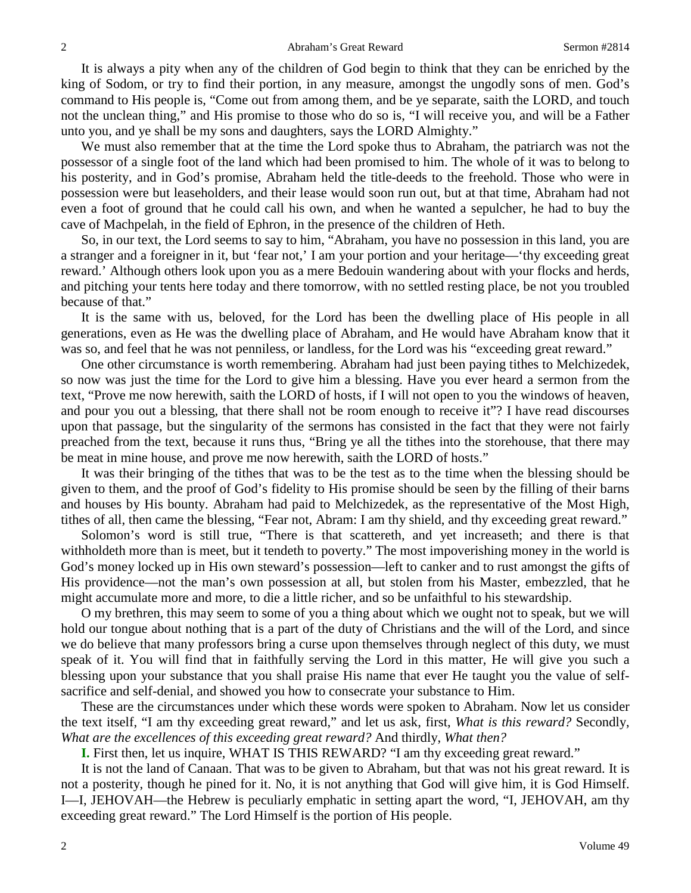It is always a pity when any of the children of God begin to think that they can be enriched by the king of Sodom, or try to find their portion, in any measure, amongst the ungodly sons of men. God's command to His people is, "Come out from among them, and be ye separate, saith the LORD, and touch not the unclean thing," and His promise to those who do so is, "I will receive you, and will be a Father unto you, and ye shall be my sons and daughters, says the LORD Almighty."

We must also remember that at the time the Lord spoke thus to Abraham, the patriarch was not the possessor of a single foot of the land which had been promised to him. The whole of it was to belong to his posterity, and in God's promise, Abraham held the title-deeds to the freehold. Those who were in possession were but leaseholders, and their lease would soon run out, but at that time, Abraham had not even a foot of ground that he could call his own, and when he wanted a sepulcher, he had to buy the cave of Machpelah, in the field of Ephron, in the presence of the children of Heth.

So, in our text, the Lord seems to say to him, "Abraham, you have no possession in this land, you are a stranger and a foreigner in it, but 'fear not,' I am your portion and your heritage—'thy exceeding great reward.' Although others look upon you as a mere Bedouin wandering about with your flocks and herds, and pitching your tents here today and there tomorrow, with no settled resting place, be not you troubled because of that."

It is the same with us, beloved, for the Lord has been the dwelling place of His people in all generations, even as He was the dwelling place of Abraham, and He would have Abraham know that it was so, and feel that he was not penniless, or landless, for the Lord was his "exceeding great reward."

One other circumstance is worth remembering. Abraham had just been paying tithes to Melchizedek, so now was just the time for the Lord to give him a blessing. Have you ever heard a sermon from the text, "Prove me now herewith, saith the LORD of hosts, if I will not open to you the windows of heaven, and pour you out a blessing, that there shall not be room enough to receive it"? I have read discourses upon that passage, but the singularity of the sermons has consisted in the fact that they were not fairly preached from the text, because it runs thus, "Bring ye all the tithes into the storehouse, that there may be meat in mine house, and prove me now herewith, saith the LORD of hosts."

It was their bringing of the tithes that was to be the test as to the time when the blessing should be given to them, and the proof of God's fidelity to His promise should be seen by the filling of their barns and houses by His bounty. Abraham had paid to Melchizedek, as the representative of the Most High, tithes of all, then came the blessing, "Fear not, Abram: I am thy shield, and thy exceeding great reward."

Solomon's word is still true, "There is that scattereth, and yet increaseth; and there is that withholdeth more than is meet, but it tendeth to poverty." The most impoverishing money in the world is God's money locked up in His own steward's possession—left to canker and to rust amongst the gifts of His providence—not the man's own possession at all, but stolen from his Master, embezzled, that he might accumulate more and more, to die a little richer, and so be unfaithful to his stewardship.

O my brethren, this may seem to some of you a thing about which we ought not to speak, but we will hold our tongue about nothing that is a part of the duty of Christians and the will of the Lord, and since we do believe that many professors bring a curse upon themselves through neglect of this duty, we must speak of it. You will find that in faithfully serving the Lord in this matter, He will give you such a blessing upon your substance that you shall praise His name that ever He taught you the value of self-sacrifice and self-denial, and showed you how to consecrate your substance to Him.

These are the circumstances under which these words were spoken to Abraham. Now let us consider the text itself, "I am thy exceeding great reward," and let us ask, first, *What is this reward?* Secondly, *What are the excellences of this exceeding great reward?* And thirdly, *What then?*

**I.** First then, let us inquire, WHAT IS THIS REWARD? "I am thy exceeding great reward."

It is not the land of Canaan. That was to be given to Abraham, but that was not his great reward. It is not a posterity, though he pined for it. No, it is not anything that God will give him, it is God Himself. I—I, JEHOVAH—the Hebrew is peculiarly emphatic in setting apart the word, "I, JEHOVAH, am thy exceeding great reward." The Lord Himself is the portion of His people.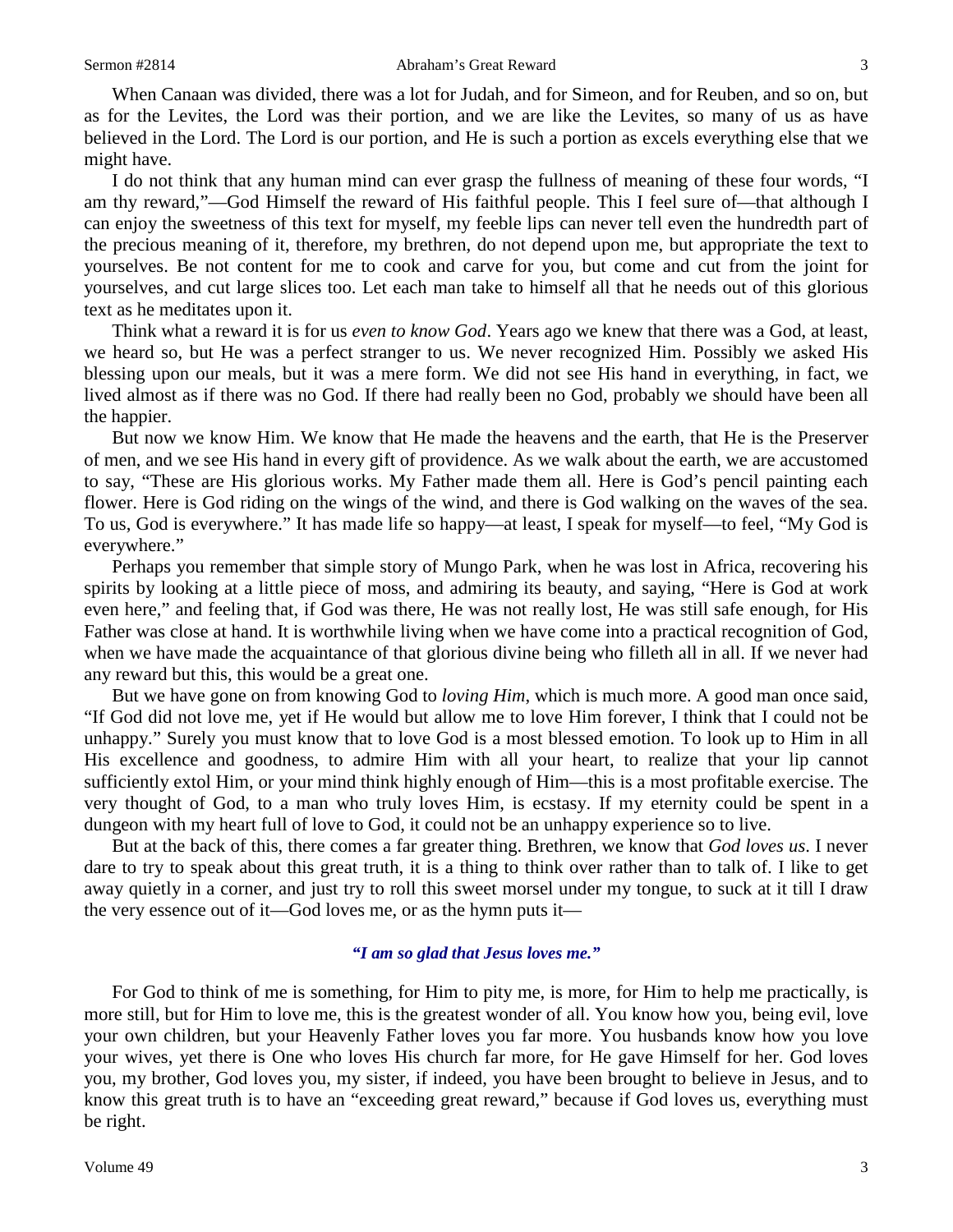When Canaan was divided, there was a lot for Judah, and for Simeon, and for Reuben, and so on, but as for the Levites, the Lord was their portion, and we are like the Levites, so many of us as have believed in the Lord. The Lord is our portion, and He is such a portion as excels everything else that we might have.

I do not think that any human mind can ever grasp the fullness of meaning of these four words, "I am thy reward,"—God Himself the reward of His faithful people. This I feel sure of—that although I can enjoy the sweetness of this text for myself, my feeble lips can never tell even the hundredth part of the precious meaning of it, therefore, my brethren, do not depend upon me, but appropriate the text to yourselves. Be not content for me to cook and carve for you, but come and cut from the joint for yourselves, and cut large slices too. Let each man take to himself all that he needs out of this glorious text as he meditates upon it.

Think what a reward it is for us *even to know God*. Years ago we knew that there was a God, at least, we heard so, but He was a perfect stranger to us. We never recognized Him. Possibly we asked His blessing upon our meals, but it was a mere form. We did not see His hand in everything, in fact, we lived almost as if there was no God. If there had really been no God, probably we should have been all the happier.

But now we know Him. We know that He made the heavens and the earth, that He is the Preserver of men, and we see His hand in every gift of providence. As we walk about the earth, we are accustomed to say, "These are His glorious works. My Father made them all. Here is God's pencil painting each flower. Here is God riding on the wings of the wind, and there is God walking on the waves of the sea. To us, God is everywhere." It has made life so happy—at least, I speak for myself—to feel, "My God is everywhere."

Perhaps you remember that simple story of Mungo Park, when he was lost in Africa, recovering his spirits by looking at a little piece of moss, and admiring its beauty, and saying, "Here is God at work even here," and feeling that, if God was there, He was not really lost, He was still safe enough, for His Father was close at hand. It is worthwhile living when we have come into a practical recognition of God, when we have made the acquaintance of that glorious divine being who filleth all in all. If we never had any reward but this, this would be a great one.

But we have gone on from knowing God to *loving Him*, which is much more. A good man once said, "If God did not love me, yet if He would but allow me to love Him forever, I think that I could not be unhappy." Surely you must know that to love God is a most blessed emotion. To look up to Him in all His excellence and goodness, to admire Him with all your heart, to realize that your lip cannot sufficiently extol Him, or your mind think highly enough of Him—this is a most profitable exercise. The very thought of God, to a man who truly loves Him, is ecstasy. If my eternity could be spent in a dungeon with my heart full of love to God, it could not be an unhappy experience so to live.

But at the back of this, there comes a far greater thing. Brethren, we know that *God loves us*. I never dare to try to speak about this great truth, it is a thing to think over rather than to talk of. I like to get away quietly in a corner, and just try to roll this sweet morsel under my tongue, to suck at it till I draw the very essence out of it—God loves me, or as the hymn puts it—

***"I am so glad that Jesus loves me."***

For God to think of me is something, for Him to pity me, is more, for Him to help me practically, is more still, but for Him to love me, this is the greatest wonder of all. You know how you, being evil, love your own children, but your Heavenly Father loves you far more. You husbands know how you love your wives, yet there is One who loves His church far more, for He gave Himself for her. God loves you, my brother, God loves you, my sister, if indeed, you have been brought to believe in Jesus, and to know this great truth is to have an "exceeding great reward," because if God loves us, everything must be right.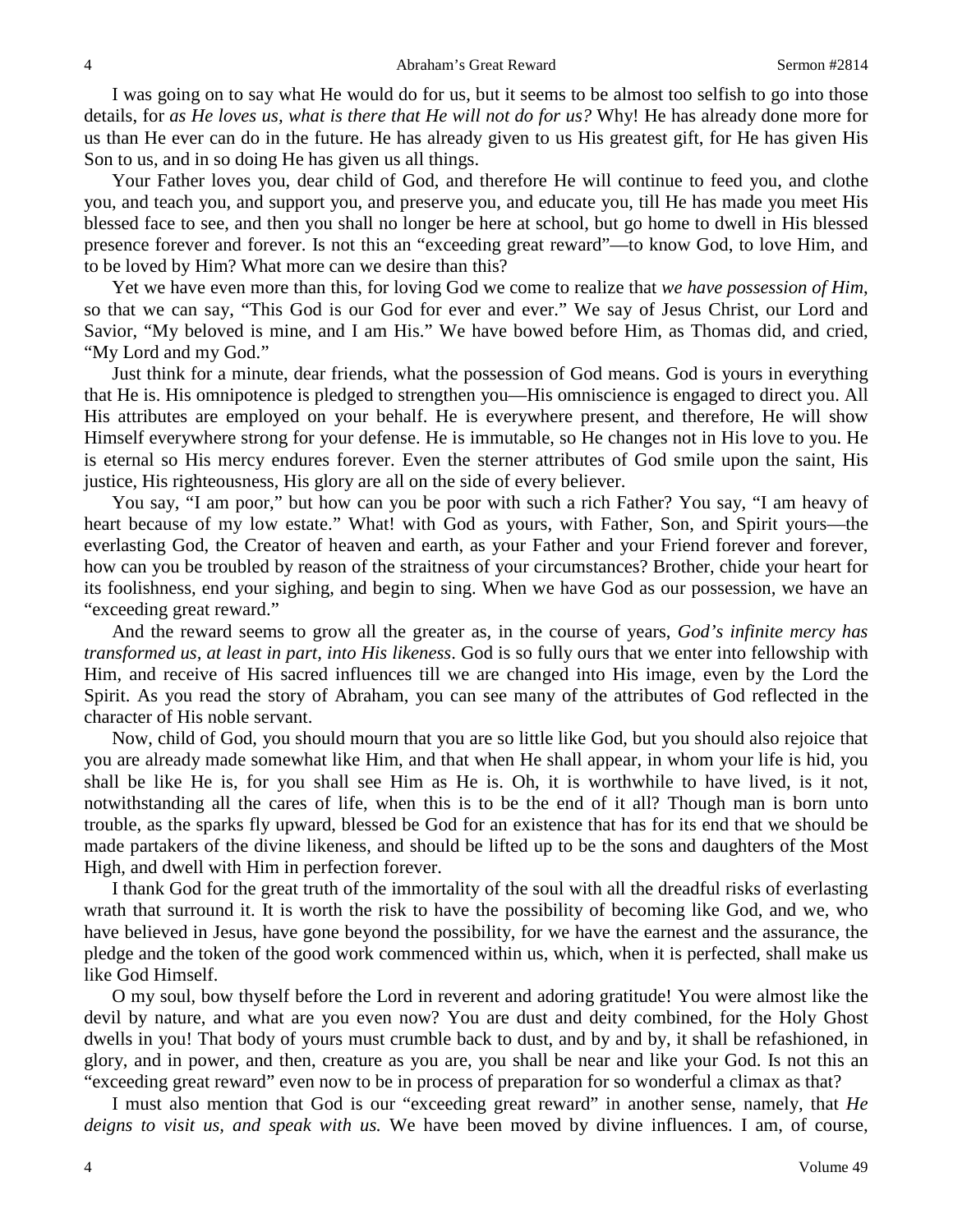I was going on to say what He would do for us, but it seems to be almost too selfish to go into those details, for *as He loves us, what is there that He will not do for us?* Why! He has already done more for us than He ever can do in the future. He has already given to us His greatest gift, for He has given His Son to us, and in so doing He has given us all things.

Your Father loves you, dear child of God, and therefore He will continue to feed you, and clothe you, and teach you, and support you, and preserve you, and educate you, till He has made you meet His blessed face to see, and then you shall no longer be here at school, but go home to dwell in His blessed presence forever and forever. Is not this an "exceeding great reward"—to know God, to love Him, and to be loved by Him? What more can we desire than this?

Yet we have even more than this, for loving God we come to realize that *we have possession of Him*, so that we can say, "This God is our God for ever and ever." We say of Jesus Christ, our Lord and Savior, "My beloved is mine, and I am His." We have bowed before Him, as Thomas did, and cried, "My Lord and my God."

Just think for a minute, dear friends, what the possession of God means. God is yours in everything that He is. His omnipotence is pledged to strengthen you—His omniscience is engaged to direct you. All His attributes are employed on your behalf. He is everywhere present, and therefore, He will show Himself everywhere strong for your defense. He is immutable, so He changes not in His love to you. He is eternal so His mercy endures forever. Even the sterner attributes of God smile upon the saint, His justice, His righteousness, His glory are all on the side of every believer.

You say, "I am poor," but how can you be poor with such a rich Father? You say, "I am heavy of heart because of my low estate." What! with God as yours, with Father, Son, and Spirit yours—the everlasting God, the Creator of heaven and earth, as your Father and your Friend forever and forever, how can you be troubled by reason of the straitness of your circumstances? Brother, chide your heart for its foolishness, end your sighing, and begin to sing. When we have God as our possession, we have an "exceeding great reward."

And the reward seems to grow all the greater as, in the course of years, *God's infinite mercy has transformed us, at least in part, into His likeness*. God is so fully ours that we enter into fellowship with Him, and receive of His sacred influences till we are changed into His image, even by the Lord the Spirit. As you read the story of Abraham, you can see many of the attributes of God reflected in the character of His noble servant.

Now, child of God, you should mourn that you are so little like God, but you should also rejoice that you are already made somewhat like Him, and that when He shall appear, in whom your life is hid, you shall be like He is, for you shall see Him as He is. Oh, it is worthwhile to have lived, is it not, notwithstanding all the cares of life, when this is to be the end of it all? Though man is born unto trouble, as the sparks fly upward, blessed be God for an existence that has for its end that we should be made partakers of the divine likeness, and should be lifted up to be the sons and daughters of the Most High, and dwell with Him in perfection forever.

I thank God for the great truth of the immortality of the soul with all the dreadful risks of everlasting wrath that surround it. It is worth the risk to have the possibility of becoming like God, and we, who have believed in Jesus, have gone beyond the possibility, for we have the earnest and the assurance, the pledge and the token of the good work commenced within us, which, when it is perfected, shall make us like God Himself.

O my soul, bow thyself before the Lord in reverent and adoring gratitude! You were almost like the devil by nature, and what are you even now? You are dust and deity combined, for the Holy Ghost dwells in you! That body of yours must crumble back to dust, and by and by, it shall be refashioned, in glory, and in power, and then, creature as you are, you shall be near and like your God. Is not this an "exceeding great reward" even now to be in process of preparation for so wonderful a climax as that?

I must also mention that God is our "exceeding great reward" in another sense, namely, that *He deigns to visit us, and speak with us.* We have been moved by divine influences. I am, of course,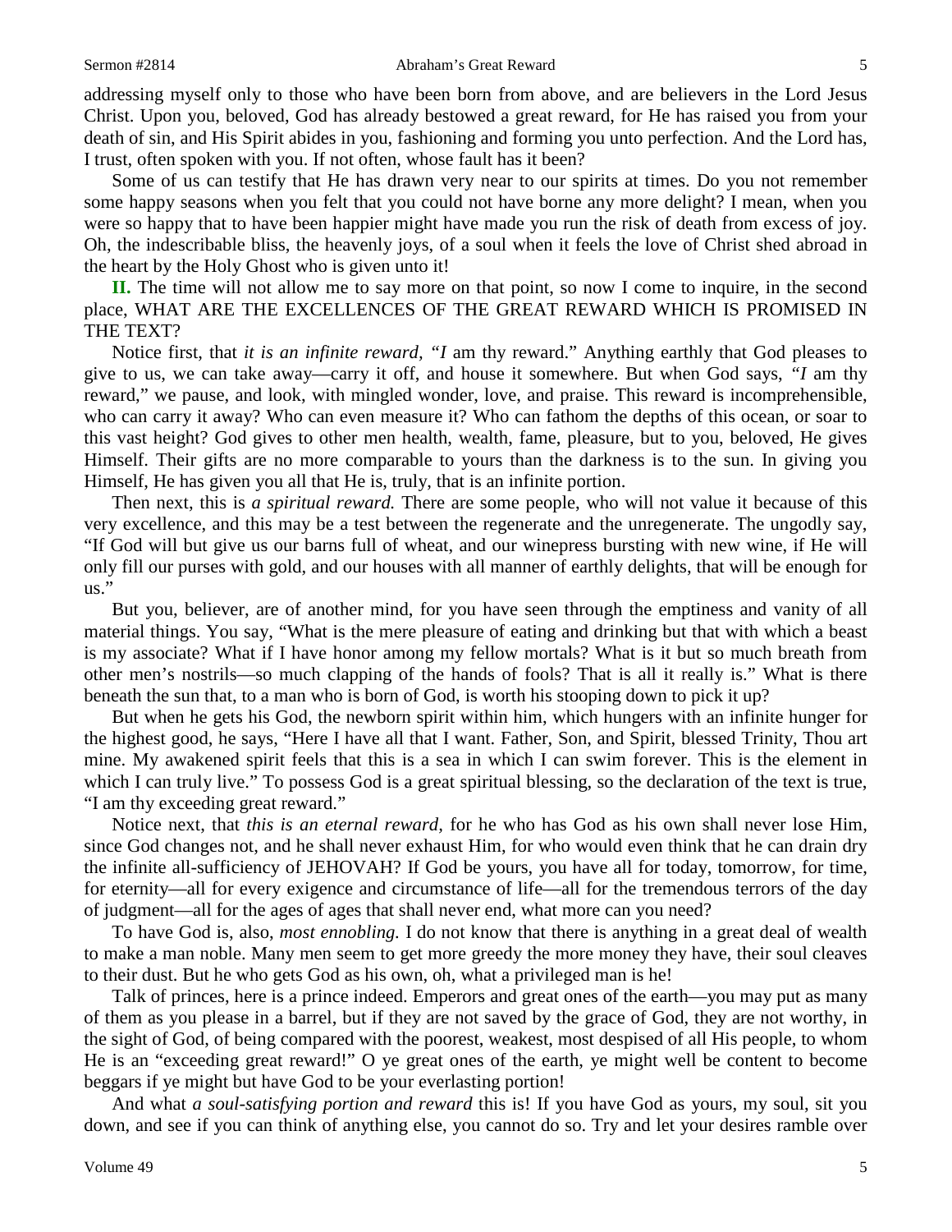addressing myself only to those who have been born from above, and are believers in the Lord Jesus Christ. Upon you, beloved, God has already bestowed a great reward, for He has raised you from your death of sin, and His Spirit abides in you, fashioning and forming you unto perfection. And the Lord has, I trust, often spoken with you. If not often, whose fault has it been?

Some of us can testify that He has drawn very near to our spirits at times. Do you not remember some happy seasons when you felt that you could not have borne any more delight? I mean, when you were so happy that to have been happier might have made you run the risk of death from excess of joy. Oh, the indescribable bliss, the heavenly joys, of a soul when it feels the love of Christ shed abroad in the heart by the Holy Ghost who is given unto it!

**II.** The time will not allow me to say more on that point, so now I come to inquire, in the second place, WHAT ARE THE EXCELLENCES OF THE GREAT REWARD WHICH IS PROMISED IN THE TEXT?

Notice first, that *it is an infinite reward, "I* am thy reward." Anything earthly that God pleases to give to us, we can take away—carry it off, and house it somewhere. But when God says, *"I* am thy reward," we pause, and look, with mingled wonder, love, and praise. This reward is incomprehensible, who can carry it away? Who can even measure it? Who can fathom the depths of this ocean, or soar to this vast height? God gives to other men health, wealth, fame, pleasure, but to you, beloved, He gives Himself. Their gifts are no more comparable to yours than the darkness is to the sun. In giving you Himself, He has given you all that He is, truly, that is an infinite portion.

Then next, this is *a spiritual reward.* There are some people, who will not value it because of this very excellence, and this may be a test between the regenerate and the unregenerate. The ungodly say, "If God will but give us our barns full of wheat, and our winepress bursting with new wine, if He will only fill our purses with gold, and our houses with all manner of earthly delights, that will be enough for us."

But you, believer, are of another mind, for you have seen through the emptiness and vanity of all material things. You say, "What is the mere pleasure of eating and drinking but that with which a beast is my associate? What if I have honor among my fellow mortals? What is it but so much breath from other men's nostrils—so much clapping of the hands of fools? That is all it really is." What is there beneath the sun that, to a man who is born of God, is worth his stooping down to pick it up?

But when he gets his God, the newborn spirit within him, which hungers with an infinite hunger for the highest good, he says, "Here I have all that I want. Father, Son, and Spirit, blessed Trinity, Thou art mine. My awakened spirit feels that this is a sea in which I can swim forever. This is the element in which I can truly live." To possess God is a great spiritual blessing, so the declaration of the text is true, "I am thy exceeding great reward."

Notice next, that *this is an eternal reward,* for he who has God as his own shall never lose Him, since God changes not, and he shall never exhaust Him, for who would even think that he can drain dry the infinite all-sufficiency of JEHOVAH? If God be yours, you have all for today, tomorrow, for time, for eternity—all for every exigence and circumstance of life—all for the tremendous terrors of the day of judgment—all for the ages of ages that shall never end, what more can you need?

To have God is, also, *most ennobling.* I do not know that there is anything in a great deal of wealth to make a man noble. Many men seem to get more greedy the more money they have, their soul cleaves to their dust. But he who gets God as his own, oh, what a privileged man is he!

Talk of princes, here is a prince indeed. Emperors and great ones of the earth—you may put as many of them as you please in a barrel, but if they are not saved by the grace of God, they are not worthy, in the sight of God, of being compared with the poorest, weakest, most despised of all His people, to whom He is an "exceeding great reward!" O ye great ones of the earth, ye might well be content to become beggars if ye might but have God to be your everlasting portion!

And what *a soul-satisfying portion and reward* this is! If you have God as yours, my soul, sit you down, and see if you can think of anything else, you cannot do so. Try and let your desires ramble over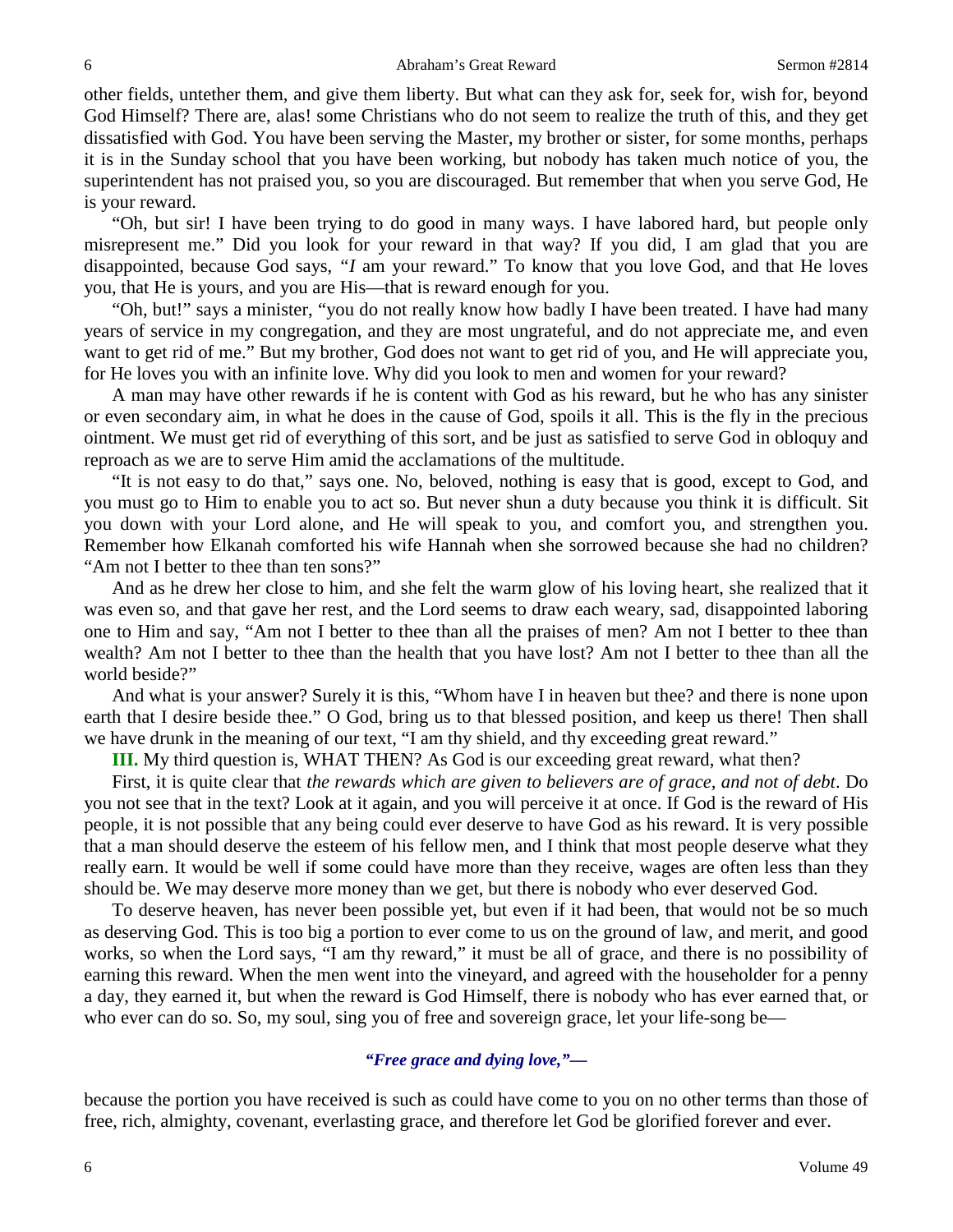other fields, untether them, and give them liberty. But what can they ask for, seek for, wish for, beyond God Himself? There are, alas! some Christians who do not seem to realize the truth of this, and they get dissatisfied with God. You have been serving the Master, my brother or sister, for some months, perhaps it is in the Sunday school that you have been working, but nobody has taken much notice of you, the superintendent has not praised you, so you are discouraged. But remember that when you serve God, He is your reward.

"Oh, but sir! I have been trying to do good in many ways. I have labored hard, but people only misrepresent me." Did you look for your reward in that way? If you did, I am glad that you are disappointed, because God says, "*I* am your reward." To know that you love God, and that He loves you, that He is yours, and you are His—that is reward enough for you.

"Oh, but!" says a minister, "you do not really know how badly I have been treated. I have had many years of service in my congregation, and they are most ungrateful, and do not appreciate me, and even want to get rid of me." But my brother, God does not want to get rid of you, and He will appreciate you, for He loves you with an infinite love. Why did you look to men and women for your reward?

A man may have other rewards if he is content with God as his reward, but he who has any sinister or even secondary aim, in what he does in the cause of God, spoils it all. This is the fly in the precious ointment. We must get rid of everything of this sort, and be just as satisfied to serve God in obloquy and reproach as we are to serve Him amid the acclamations of the multitude.

"It is not easy to do that," says one. No, beloved, nothing is easy that is good, except to God, and you must go to Him to enable you to act so. But never shun a duty because you think it is difficult. Sit you down with your Lord alone, and He will speak to you, and comfort you, and strengthen you. Remember how Elkanah comforted his wife Hannah when she sorrowed because she had no children? "Am not I better to thee than ten sons?"

And as he drew her close to him, and she felt the warm glow of his loving heart, she realized that it was even so, and that gave her rest, and the Lord seems to draw each weary, sad, disappointed laboring one to Him and say, "Am not I better to thee than all the praises of men? Am not I better to thee than wealth? Am not I better to thee than the health that you have lost? Am not I better to thee than all the world beside?"

And what is your answer? Surely it is this, "Whom have I in heaven but thee? and there is none upon earth that I desire beside thee." O God, bring us to that blessed position, and keep us there! Then shall we have drunk in the meaning of our text, "I am thy shield, and thy exceeding great reward."

**III.** My third question is, WHAT THEN? As God is our exceeding great reward, what then?

First, it is quite clear that *the rewards which are given to believers are of grace, and not of debt*. Do you not see that in the text? Look at it again, and you will perceive it at once. If God is the reward of His people, it is not possible that any being could ever deserve to have God as his reward. It is very possible that a man should deserve the esteem of his fellow men, and I think that most people deserve what they really earn. It would be well if some could have more than they receive, wages are often less than they should be. We may deserve more money than we get, but there is nobody who ever deserved God.

To deserve heaven, has never been possible yet, but even if it had been, that would not be so much as deserving God. This is too big a portion to ever come to us on the ground of law, and merit, and good works, so when the Lord says, "I am thy reward," it must be all of grace, and there is no possibility of earning this reward. When the men went into the vineyard, and agreed with the householder for a penny a day, they earned it, but when the reward is God Himself, there is nobody who has ever earned that, or who ever can do so. So, my soul, sing you of free and sovereign grace, let your life-song be—

***"Free grace and dying love,"—***

because the portion you have received is such as could have come to you on no other terms than those of free, rich, almighty, covenant, everlasting grace, and therefore let God be glorified forever and ever.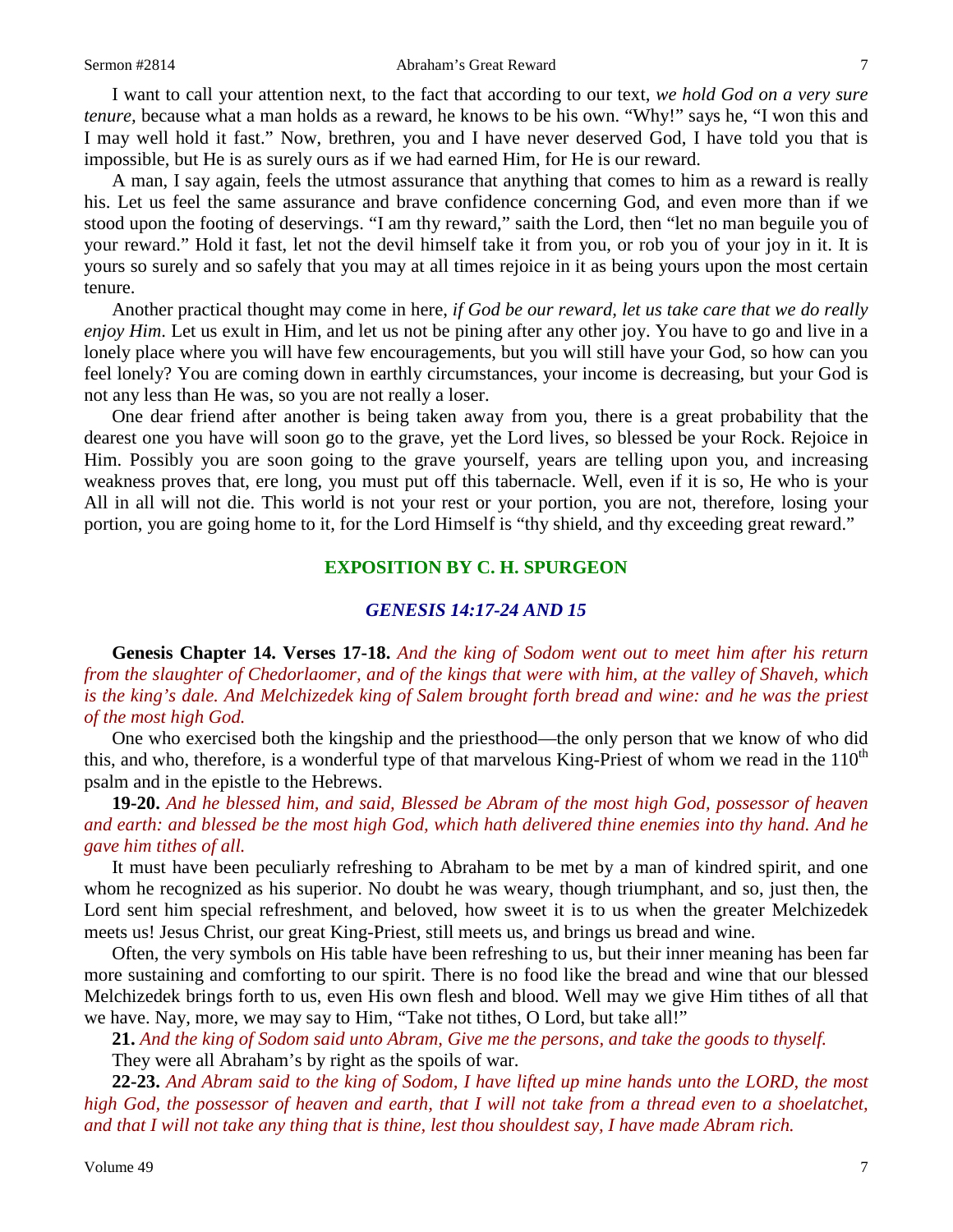I want to call your attention next, to the fact that according to our text, *we hold God on a very sure tenure,* because what a man holds as a reward, he knows to be his own. "Why!" says he, "I won this and I may well hold it fast." Now, brethren, you and I have never deserved God, I have told you that is impossible, but He is as surely ours as if we had earned Him, for He is our reward.

A man, I say again, feels the utmost assurance that anything that comes to him as a reward is really his. Let us feel the same assurance and brave confidence concerning God, and even more than if we stood upon the footing of deservings. "I am thy reward," saith the Lord, then "let no man beguile you of your reward." Hold it fast, let not the devil himself take it from you, or rob you of your joy in it. It is yours so surely and so safely that you may at all times rejoice in it as being yours upon the most certain tenure.

Another practical thought may come in here, *if God be our reward, let us take care that we do really enjoy Him*. Let us exult in Him, and let us not be pining after any other joy. You have to go and live in a lonely place where you will have few encouragements, but you will still have your God, so how can you feel lonely? You are coming down in earthly circumstances, your income is decreasing, but your God is not any less than He was, so you are not really a loser.

One dear friend after another is being taken away from you, there is a great probability that the dearest one you have will soon go to the grave, yet the Lord lives, so blessed be your Rock. Rejoice in Him. Possibly you are soon going to the grave yourself, years are telling upon you, and increasing weakness proves that, ere long, you must put off this tabernacle. Well, even if it is so, He who is your All in all will not die. This world is not your rest or your portion, you are not, therefore, losing your portion, you are going home to it, for the Lord Himself is "thy shield, and thy exceeding great reward."

## EXPOSITION BY C. H. SPURGEON

### *GENESIS 14:17-24 AND 15*

**Genesis Chapter 14. Verses 17-18.** *And the king of Sodom went out to meet him after his return from the slaughter of Chedorlaomer, and of the kings that were with him, at the valley of Shaveh, which is the king's dale. And Melchizedek king of Salem brought forth bread and wine: and he was the priest of the most high God.*

One who exercised both the kingship and the priesthood—the only person that we know of who did this, and who, therefore, is a wonderful type of that marvelous King-Priest of whom we read in the 110th psalm and in the epistle to the Hebrews.

**19-20.** *And he blessed him, and said, Blessed be Abram of the most high God, possessor of heaven and earth: and blessed be the most high God, which hath delivered thine enemies into thy hand. And he gave him tithes of all.*

It must have been peculiarly refreshing to Abraham to be met by a man of kindred spirit, and one whom he recognized as his superior. No doubt he was weary, though triumphant, and so, just then, the Lord sent him special refreshment, and beloved, how sweet it is to us when the greater Melchizedek meets us! Jesus Christ, our great King-Priest, still meets us, and brings us bread and wine.

Often, the very symbols on His table have been refreshing to us, but their inner meaning has been far more sustaining and comforting to our spirit. There is no food like the bread and wine that our blessed Melchizedek brings forth to us, even His own flesh and blood. Well may we give Him tithes of all that we have. Nay, more, we may say to Him, "Take not tithes, O Lord, but take all!"

**21.** *And the king of Sodom said unto Abram, Give me the persons, and take the goods to thyself.*

They were all Abraham's by right as the spoils of war.

**22-23.** *And Abram said to the king of Sodom, I have lifted up mine hands unto the LORD, the most high God, the possessor of heaven and earth, that I will not take from a thread even to a shoelatchet, and that I will not take any thing that is thine, lest thou shouldest say, I have made Abram rich.*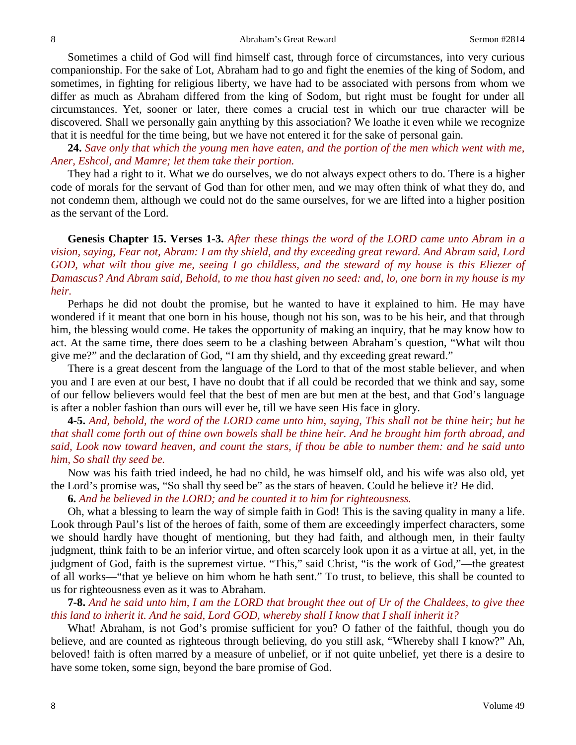Sometimes a child of God will find himself cast, through force of circumstances, into very curious companionship. For the sake of Lot, Abraham had to go and fight the enemies of the king of Sodom, and sometimes, in fighting for religious liberty, we have had to be associated with persons from whom we differ as much as Abraham differed from the king of Sodom, but right must be fought for under all circumstances. Yet, sooner or later, there comes a crucial test in which our true character will be discovered. Shall we personally gain anything by this association? We loathe it even while we recognize that it is needful for the time being, but we have not entered it for the sake of personal gain.

**24.** *Save only that which the young men have eaten, and the portion of the men which went with me, Aner, Eshcol, and Mamre; let them take their portion.*

They had a right to it. What we do ourselves, we do not always expect others to do. There is a higher code of morals for the servant of God than for other men, and we may often think of what they do, and not condemn them, although we could not do the same ourselves, for we are lifted into a higher position as the servant of the Lord.

**Genesis Chapter 15. Verses 1-3.** *After these things the word of the LORD came unto Abram in a vision, saying, Fear not, Abram: I am thy shield, and thy exceeding great reward. And Abram said, Lord GOD, what wilt thou give me, seeing I go childless, and the steward of my house is this Eliezer of Damascus? And Abram said, Behold, to me thou hast given no seed: and, lo, one born in my house is my heir.*

Perhaps he did not doubt the promise, but he wanted to have it explained to him. He may have wondered if it meant that one born in his house, though not his son, was to be his heir, and that through him, the blessing would come. He takes the opportunity of making an inquiry, that he may know how to act. At the same time, there does seem to be a clashing between Abraham's question, "What wilt thou give me?" and the declaration of God, "I am thy shield, and thy exceeding great reward."

There is a great descent from the language of the Lord to that of the most stable believer, and when you and I are even at our best, I have no doubt that if all could be recorded that we think and say, some of our fellow believers would feel that the best of men are but men at the best, and that God's language is after a nobler fashion than ours will ever be, till we have seen His face in glory.

**4-5.** *And, behold, the word of the LORD came unto him, saying, This shall not be thine heir; but he that shall come forth out of thine own bowels shall be thine heir. And he brought him forth abroad, and said, Look now toward heaven, and count the stars, if thou be able to number them: and he said unto him, So shall thy seed be.*

Now was his faith tried indeed, he had no child, he was himself old, and his wife was also old, yet the Lord's promise was, "So shall thy seed be" as the stars of heaven. Could he believe it? He did.

**6.** *And he believed in the LORD; and he counted it to him for righteousness.*

Oh, what a blessing to learn the way of simple faith in God! This is the saving quality in many a life. Look through Paul's list of the heroes of faith, some of them are exceedingly imperfect characters, some we should hardly have thought of mentioning, but they had faith, and although men, in their faulty judgment, think faith to be an inferior virtue, and often scarcely look upon it as a virtue at all, yet, in the judgment of God, faith is the supremest virtue. "This," said Christ, "is the work of God,"—the greatest of all works—"that ye believe on him whom he hath sent." To trust, to believe, this shall be counted to us for righteousness even as it was to Abraham.

**7-8.** *And he said unto him, I am the LORD that brought thee out of Ur of the Chaldees, to give thee this land to inherit it. And he said, Lord GOD, whereby shall I know that I shall inherit it?*

What! Abraham, is not God's promise sufficient for you? O father of the faithful, though you do believe, and are counted as righteous through believing, do you still ask, "Whereby shall I know?" Ah, beloved! faith is often marred by a measure of unbelief, or if not quite unbelief, yet there is a desire to have some token, some sign, beyond the bare promise of God.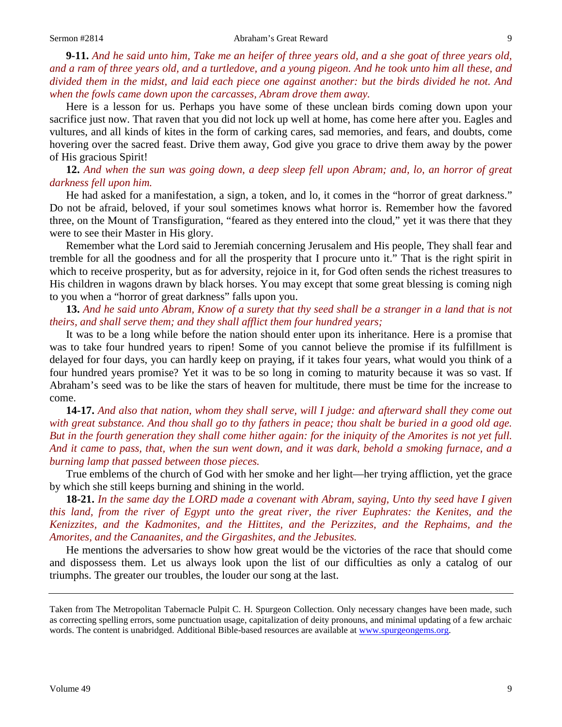**9-11.** *And he said unto him, Take me an heifer of three years old, and a she goat of three years old, and a ram of three years old, and a turtledove, and a young pigeon. And he took unto him all these, and divided them in the midst, and laid each piece one against another: but the birds divided he not. And when the fowls came down upon the carcasses, Abram drove them away.*

Here is a lesson for us. Perhaps you have some of these unclean birds coming down upon your sacrifice just now. That raven that you did not lock up well at home, has come here after you. Eagles and vultures, and all kinds of kites in the form of carking cares, sad memories, and fears, and doubts, come hovering over the sacred feast. Drive them away, God give you grace to drive them away by the power of His gracious Spirit!

**12.** *And when the sun was going down, a deep sleep fell upon Abram; and, lo, an horror of great darkness fell upon him.*

He had asked for a manifestation, a sign, a token, and lo, it comes in the "horror of great darkness." Do not be afraid, beloved, if your soul sometimes knows what horror is. Remember how the favored three, on the Mount of Transfiguration, "feared as they entered into the cloud," yet it was there that they were to see their Master in His glory.

Remember what the Lord said to Jeremiah concerning Jerusalem and His people, They shall fear and tremble for all the goodness and for all the prosperity that I procure unto it." That is the right spirit in which to receive prosperity, but as for adversity, rejoice in it, for God often sends the richest treasures to His children in wagons drawn by black horses. You may except that some great blessing is coming nigh to you when a "horror of great darkness" falls upon you.

**13.** *And he said unto Abram, Know of a surety that thy seed shall be a stranger in a land that is not theirs, and shall serve them; and they shall afflict them four hundred years;*

It was to be a long while before the nation should enter upon its inheritance. Here is a promise that was to take four hundred years to ripen! Some of you cannot believe the promise if its fulfillment is delayed for four days, you can hardly keep on praying, if it takes four years, what would you think of a four hundred years promise? Yet it was to be so long in coming to maturity because it was so vast. If Abraham's seed was to be like the stars of heaven for multitude, there must be time for the increase to come.

**14-17.** *And also that nation, whom they shall serve, will I judge: and afterward shall they come out with great substance. And thou shall go to thy fathers in peace; thou shalt be buried in a good old age. But in the fourth generation they shall come hither again: for the iniquity of the Amorites is not yet full. And it came to pass, that, when the sun went down, and it was dark, behold a smoking furnace, and a burning lamp that passed between those pieces.*

True emblems of the church of God with her smoke and her light—her trying affliction, yet the grace by which she still keeps burning and shining in the world.

**18-21.** *In the same day the LORD made a covenant with Abram, saying, Unto thy seed have I given this land, from the river of Egypt unto the great river, the river Euphrates: the Kenites, and the Kenizzites, and the Kadmonites, and the Hittites, and the Perizzites, and the Rephaims, and the Amorites, and the Canaanites, and the Girgashites, and the Jebusites.*

He mentions the adversaries to show how great would be the victories of the race that should come and dispossess them. Let us always look upon the list of our difficulties as only a catalog of our triumphs. The greater our troubles, the louder our song at the last.

---

Taken from The Metropolitan Tabernacle Pulpit C. H. Spurgeon Collection. Only necessary changes have been made, such as correcting spelling errors, some punctuation usage, capitalization of deity pronouns, and minimal updating of a few archaic words. The content is unabridged. Additional Bible-based resources are available at [www.spurgeongems.org](http://www.spurgeongems.org).